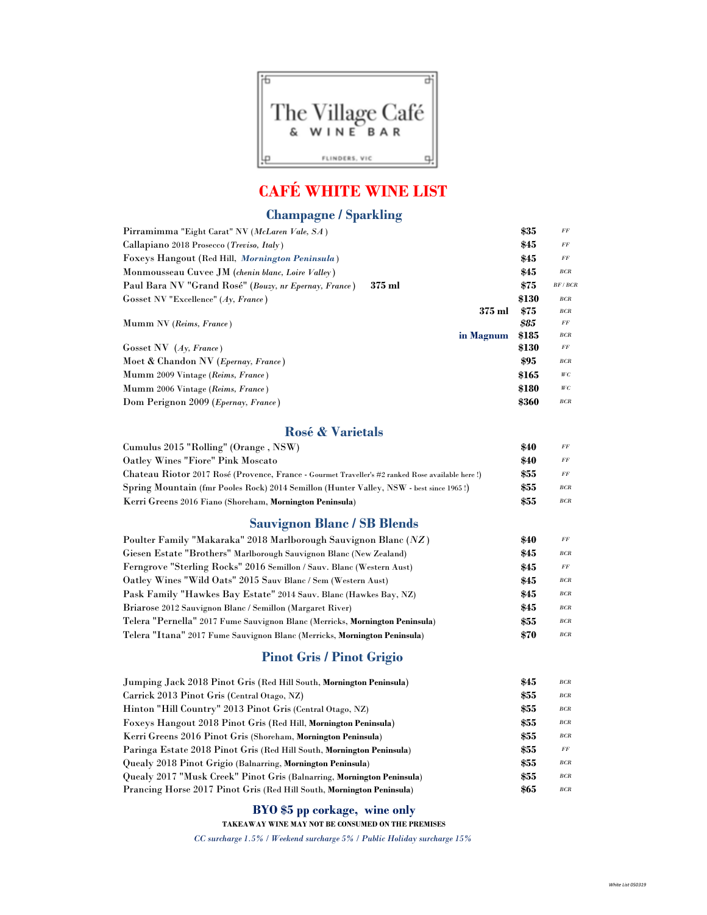The Village Café
& WINE BAR
FLINDERS, VIC

# CAFÉ WHITE WINE LIST

## Champagne / Sparkling

| Wine | | Price | |
|---|---|---|---|
| Pirramimma "Eight Carat" NV (*McLaren Vale, SA*) | | $35 | *FF* |
| Callapiano 2018 Prosecco (*Treviso, Italy*) | | $45 | *FF* |
| Foxeys Hangout (Red Hill, ***Mornington Peninsula***) | | $45 | *FF* |
| Monmousseau Cuvee JM (*chenin blanc, Loire Valley*) | | $45 | *BCR* |
| Paul Bara NV "Grand Rosé" (*Bouzy, nr Epernay, France*) | **375 ml** | $75 | *BF / BCR* |
| Gosset NV "Excellence" (*Ay, France*) | | $130 | *BCR* |
| | **375 ml** | $75 | *BCR* |
| Mumm NV (*Reims, France*) | | *$85* | *FF* |
| | **in Magnum** | $185 | *BCR* |
| Gosset NV (*Ay, France*) | | $130 | *FF* |
| Moet & Chandon NV (*Epernay, France*) | | $95 | *BCR* |
| Mumm 2009 Vintage (*Reims, France*) | | $165 | *WC* |
| Mumm 2006 Vintage (*Reims, France*) | | $180 | *WC* |
| Dom Perignon 2009 (*Epernay, France*) | | $360 | *BCR* |

## Rosé & Varietals

| Wine | Price | |
|---|---|---|
| Cumulus 2015 "Rolling" (Orange , NSW) | $40 | *FF* |
| Oatley Wines "Fiore" Pink Moscato | $40 | *FF* |
| Chateau Riotor 2017 Rosé (Provence, France - Gourmet Traveller's #2 ranked Rose available here !) | $55 | *FF* |
| Spring Mountain (fmr Pooles Rock) 2014 Semillon (Hunter Valley, NSW - best since 1965 !) | $55 | *BCR* |
| Kerri Greens 2016 Fiano (Shoreham, **Mornington Peninsula**) | $55 | *BCR* |

## Sauvignon Blanc / SB Blends

| Wine | Price | |
|---|---|---|
| Poulter Family "Makaraka" 2018 Marlborough Sauvignon Blanc (*NZ*) | $40 | *FF* |
| Giesen Estate "Brothers" Marlborough Sauvignon Blanc (New Zealand) | $45 | *BCR* |
| Ferngrove "Sterling Rocks" 2016 Semillon / Sauv. Blanc (Western Aust) | $45 | *FF* |
| Oatley Wines "Wild Oats" 2015 Sauv Blanc / Sem (Western Aust) | $45 | *BCR* |
| Pask Family "Hawkes Bay Estate" 2014 Sauv. Blanc (Hawkes Bay, NZ) | $45 | *BCR* |
| Briarose 2012 Sauvignon Blanc / Semillon (Margaret River) | $45 | *BCR* |
| Telera "Pernella" 2017 Fume Sauvignon Blanc (Merricks, **Mornington Peninsula**) | $55 | *BCR* |
| Telera "Itana" 2017 Fume Sauvignon Blanc (Merricks, **Mornington Peninsula**) | $70 | *BCR* |

## Pinot Gris / Pinot Grigio

| Wine | Price | |
|---|---|---|
| Jumping Jack 2018 Pinot Gris (Red Hill South, **Mornington Peninsula**) | $45 | *BCR* |
| Carrick 2013 Pinot Gris (Central Otago, NZ) | $55 | *BCR* |
| Hinton "Hill Country" 2013 Pinot Gris (Central Otago, NZ) | $55 | *BCR* |
| Foxeys Hangout 2018 Pinot Gris (Red Hill, **Mornington Peninsula**) | $55 | *BCR* |
| Kerri Greens 2016 Pinot Gris (Shoreham, **Mornington Peninsula**) | $55 | *BCR* |
| Paringa Estate 2018 Pinot Gris (Red Hill South, **Mornington Peninsula**) | $55 | *FF* |
| Quealy 2018 Pinot Grigio (Balnarring, **Mornington Peninsula**) | $55 | *BCR* |
| Quealy 2017 "Musk Creek" Pinot Gris (Balnarring, **Mornington Peninsula**) | $55 | *BCR* |
| Prancing Horse 2017 Pinot Gris (Red Hill South, **Mornington Peninsula**) | $65 | *BCR* |

**BYO $5 pp corkage, wine only**

**TAKEAWAY WINE MAY NOT BE CONSUMED ON THE PREMISES**

*CC surcharge 1.5% / Weekend surcharge 5% / Public Holiday surcharge 15%*

*White List 050319*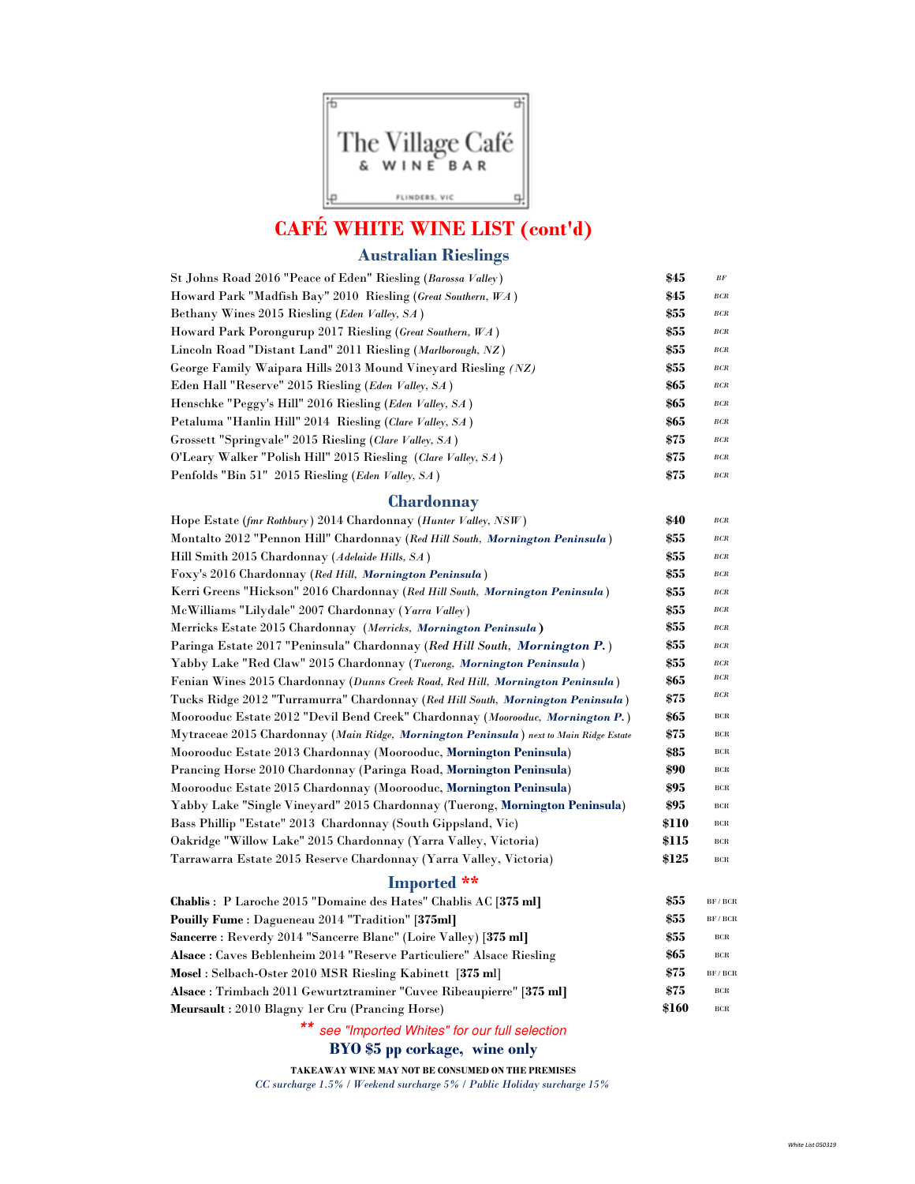The Village Café & WINE BAR

FLINDERS, VIC

# CAFÉ WHITE WINE LIST (cont'd)

## Australian Rieslings

| | | |
|---|---|---|
| St Johns Road 2016 "Peace of Eden" Riesling (*Barossa Valley*) | $45 | *BF* |
| Howard Park "Madfish Bay" 2010 Riesling (*Great Southern, WA*) | $45 | *BCR* |
| Bethany Wines 2015 Riesling (*Eden Valley, SA*) | $55 | *BCR* |
| Howard Park Porongurup 2017 Riesling (*Great Southern, WA*) | $55 | *BCR* |
| Lincoln Road "Distant Land" 2011 Riesling (*Marlborough, NZ*) | $55 | *BCR* |
| George Family Waipara Hills 2013 Mound Vineyard Riesling (*NZ*) | $55 | *BCR* |
| Eden Hall "Reserve" 2015 Riesling (*Eden Valley, SA*) | $65 | *BCR* |
| Henschke "Peggy's Hill" 2016 Riesling (*Eden Valley, SA*) | $65 | *BCR* |
| Petaluma "Hanlin Hill" 2014 Riesling (*Clare Valley, SA*) | $65 | *BCR* |
| Grossett "Springvale" 2015 Riesling (*Clare Valley, SA*) | $75 | *BCR* |
| O'Leary Walker "Polish Hill" 2015 Riesling (*Clare Valley, SA*) | $75 | *BCR* |
| Penfolds "Bin 51" 2015 Riesling (*Eden Valley, SA*) | $75 | *BCR* |

## Chardonnay

| | | |
|---|---|---|
| Hope Estate (*fmr Rothbury*) 2014 Chardonnay (*Hunter Valley, NSW*) | $40 | *BCR* |
| Montalto 2012 "Pennon Hill" Chardonnay (*Red Hill South, **Mornington Peninsula***) | $55 | *BCR* |
| Hill Smith 2015 Chardonnay (*Adelaide Hills, SA*) | $55 | *BCR* |
| Foxy's 2016 Chardonnay (*Red Hill, **Mornington Peninsula***) | $55 | *BCR* |
| Kerri Greens "Hickson" 2016 Chardonnay (*Red Hill South, **Mornington Peninsula***) | $55 | *BCR* |
| McWilliams "Lilydale" 2007 Chardonnay (*Yarra Valley*) | $55 | *BCR* |
| Merricks Estate 2015 Chardonnay (*Merricks, **Mornington Peninsula***) | $55 | *BCR* |
| Paringa Estate 2017 "Peninsula" Chardonnay (*Red Hill South, **Mornington P.***) | $55 | *BCR* |
| Yabby Lake "Red Claw" 2015 Chardonnay (*Tuerong, **Mornington Peninsula***) | $55 | *BCR* |
| Fenian Wines 2015 Chardonnay (*Dunns Creek Road, Red Hill, **Mornington Peninsula***) | $65 | *BCR* |
| Tucks Ridge 2012 "Turramurra" Chardonnay (*Red Hill South, **Mornington Peninsula***) | $75 | *BCR* |
| Moorooduc Estate 2012 "Devil Bend Creek" Chardonnay (*Moorooduc, **Mornington P.***) | $65 | BCR |
| Mytraceae 2015 Chardonnay (*Main Ridge, **Mornington Peninsula***) *next to Main Ridge Estate* | $75 | BCR |
| Moorooduc Estate 2013 Chardonnay (Moorooduc, **Mornington Peninsula**) | $85 | BCR |
| Prancing Horse 2010 Chardonnay (Paringa Road, **Mornington Peninsula**) | $90 | BCR |
| Moorooduc Estate 2015 Chardonnay (Moorooduc, **Mornington Peninsula**) | $95 | BCR |
| Yabby Lake "Single Vineyard" 2015 Chardonnay (Tuerong, **Mornington Peninsula**) | $95 | BCR |
| Bass Phillip "Estate" 2013 Chardonnay (South Gippsland, Vic) | $110 | BCR |
| Oakridge "Willow Lake" 2015 Chardonnay (Yarra Valley, Victoria) | $115 | BCR |
| Tarrawarra Estate 2015 Reserve Chardonnay (Yarra Valley, Victoria) | $125 | BCR |

## Imported **

| | | |
|---|---|---|
| **Chablis** : P Laroche 2015 "Domaine des Hates" Chablis AC **[375 ml]** | $55 | BF / BCR |
| **Pouilly Fume** : Dagueneau 2014 "Tradition" **[375ml]** | $55 | BF / BCR |
| **Sancerre** : Reverdy 2014 "Sancerre Blanc" (Loire Valley) **[375 ml]** | $55 | BCR |
| **Alsace** : Caves Beblenheim 2014 "Reserve Particuliere" Alsace Riesling | $65 | BCR |
| **Mosel** : Selbach-Oster 2010 MSR Riesling Kabinett **[375 ml]** | $75 | BF / BCR |
| **Alsace** : Trimbach 2011 Gewurtztraminer "Cuvee Ribeaupierre" **[375 ml]** | $75 | BCR |
| **Meursault** : 2010 Blagny 1er Cru (Prancing Horse) | $160 | BCR |

** *see "Imported Whites" for our full selection*

**BYO $5 pp corkage, wine only**

**TAKEAWAY WINE MAY NOT BE CONSUMED ON THE PREMISES**

*CC surcharge 1.5% / Weekend surcharge 5% / Public Holiday surcharge 15%*

White List 050319